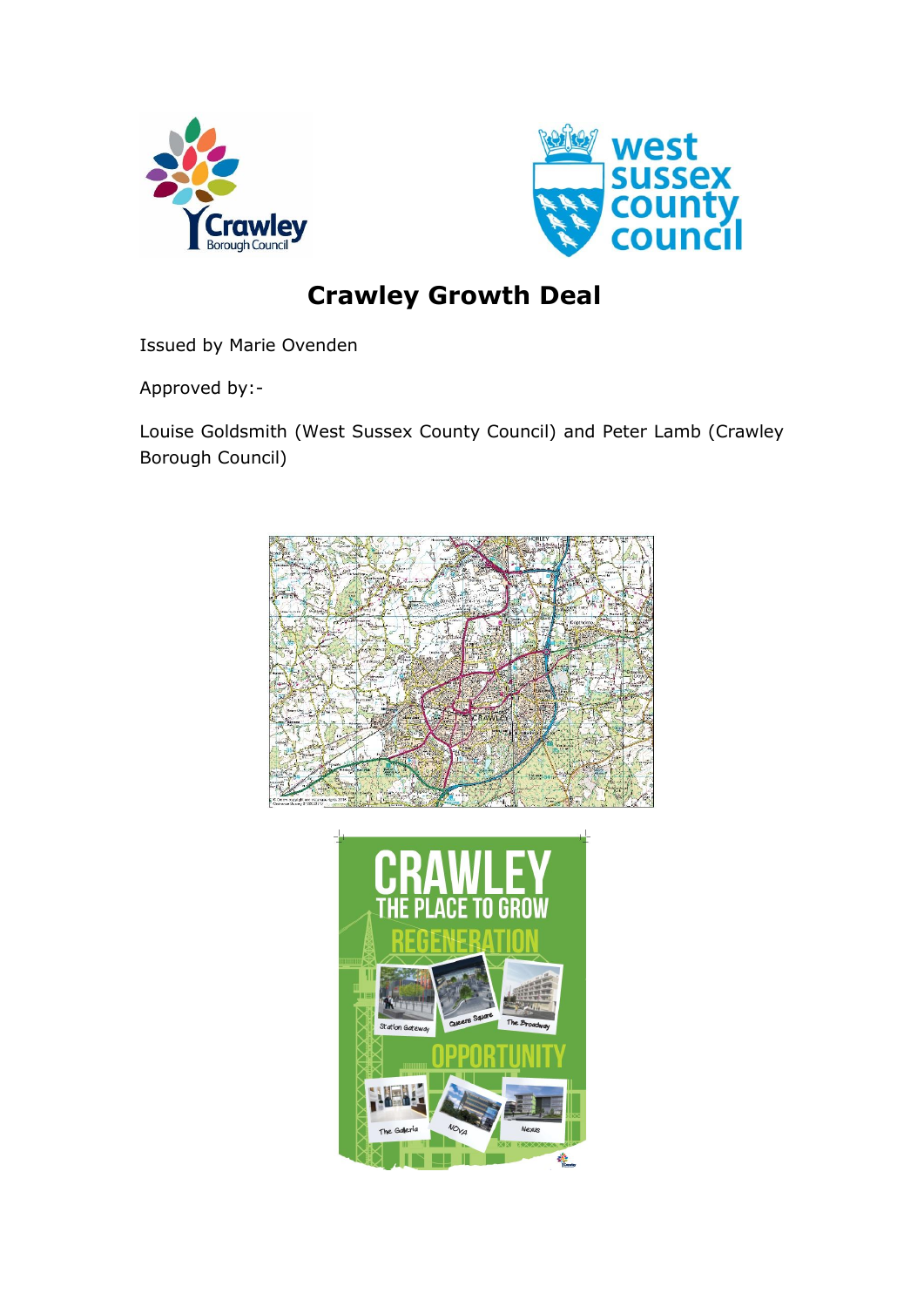# Crawley Growth Deal

Issued by Marie Ovenden

Approved by:-

Louise Goldsmith (West Sussex County Council) and Peter Lamb (Crawley Borough Council)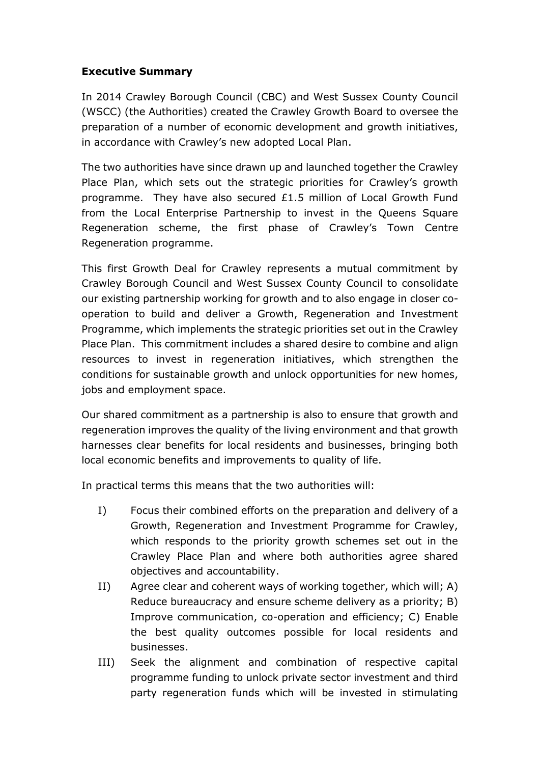**Executive Summary**

In 2014 Crawley Borough Council (CBC) and West Sussex County Council (WSCC) (the Authorities) created the Crawley Growth Board to oversee the preparation of a number of economic development and growth initiatives, in accordance with Crawley's new adopted Local Plan.

The two authorities have since drawn up and launched together the Crawley Place Plan, which sets out the strategic priorities for Crawley's growth programme. They have also secured £1.5 million of Local Growth Fund from the Local Enterprise Partnership to invest in the Queens Square Regeneration scheme, the first phase of Crawley's Town Centre Regeneration programme.

This first Growth Deal for Crawley represents a mutual commitment by Crawley Borough Council and West Sussex County Council to consolidate our existing partnership working for growth and to also engage in closer co-operation to build and deliver a Growth, Regeneration and Investment Programme, which implements the strategic priorities set out in the Crawley Place Plan. This commitment includes a shared desire to combine and align resources to invest in regeneration initiatives, which strengthen the conditions for sustainable growth and unlock opportunities for new homes, jobs and employment space.

Our shared commitment as a partnership is also to ensure that growth and regeneration improves the quality of the living environment and that growth harnesses clear benefits for local residents and businesses, bringing both local economic benefits and improvements to quality of life.

In practical terms this means that the two authorities will:

I) Focus their combined efforts on the preparation and delivery of a Growth, Regeneration and Investment Programme for Crawley, which responds to the priority growth schemes set out in the Crawley Place Plan and where both authorities agree shared objectives and accountability.

II) Agree clear and coherent ways of working together, which will; A) Reduce bureaucracy and ensure scheme delivery as a priority; B) Improve communication, co-operation and efficiency; C) Enable the best quality outcomes possible for local residents and businesses.

III) Seek the alignment and combination of respective capital programme funding to unlock private sector investment and third party regeneration funds which will be invested in stimulating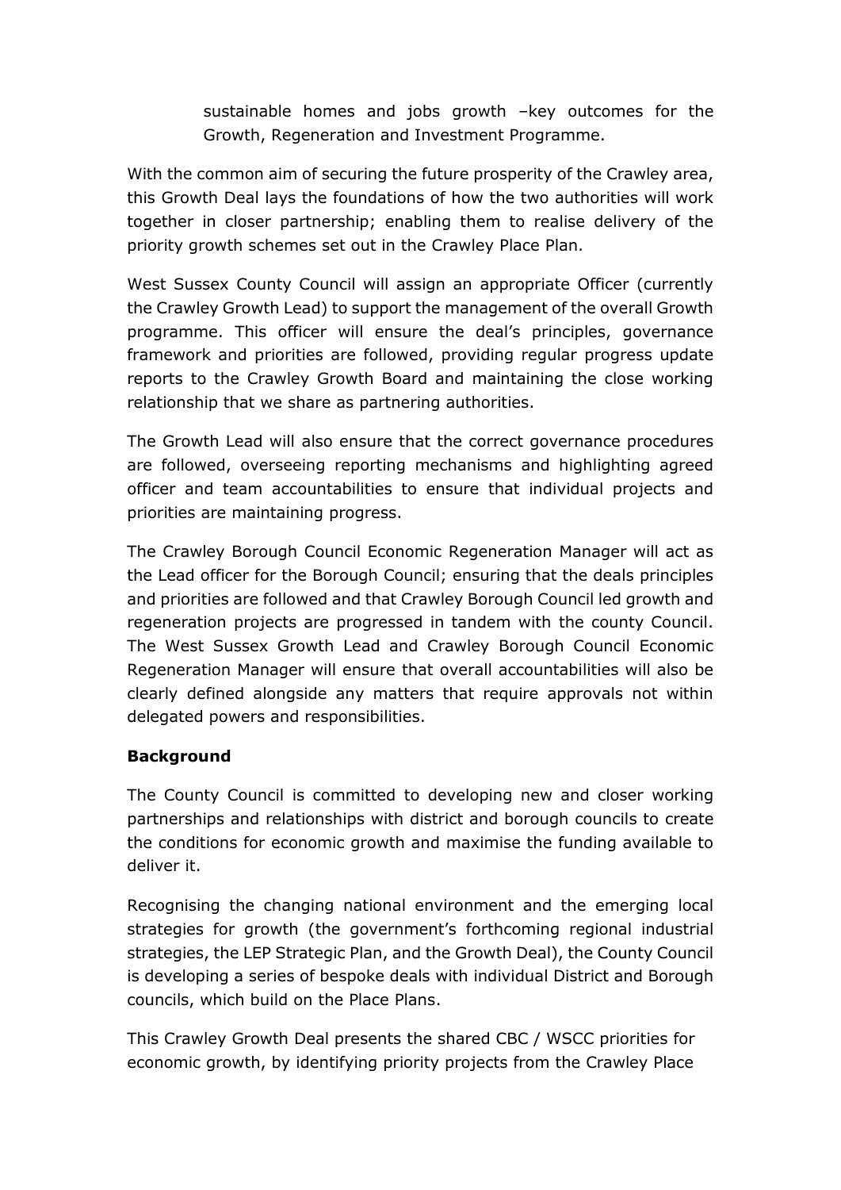sustainable homes and jobs growth –key outcomes for the Growth, Regeneration and Investment Programme.

With the common aim of securing the future prosperity of the Crawley area, this Growth Deal lays the foundations of how the two authorities will work together in closer partnership; enabling them to realise delivery of the priority growth schemes set out in the Crawley Place Plan.

West Sussex County Council will assign an appropriate Officer (currently the Crawley Growth Lead) to support the management of the overall Growth programme. This officer will ensure the deal's principles, governance framework and priorities are followed, providing regular progress update reports to the Crawley Growth Board and maintaining the close working relationship that we share as partnering authorities.

The Growth Lead will also ensure that the correct governance procedures are followed, overseeing reporting mechanisms and highlighting agreed officer and team accountabilities to ensure that individual projects and priorities are maintaining progress.

The Crawley Borough Council Economic Regeneration Manager will act as the Lead officer for the Borough Council; ensuring that the deals principles and priorities are followed and that Crawley Borough Council led growth and regeneration projects are progressed in tandem with the county Council. The West Sussex Growth Lead and Crawley Borough Council Economic Regeneration Manager will ensure that overall accountabilities will also be clearly defined alongside any matters that require approvals not within delegated powers and responsibilities.

**Background**

The County Council is committed to developing new and closer working partnerships and relationships with district and borough councils to create the conditions for economic growth and maximise the funding available to deliver it.

Recognising the changing national environment and the emerging local strategies for growth (the government's forthcoming regional industrial strategies, the LEP Strategic Plan, and the Growth Deal), the County Council is developing a series of bespoke deals with individual District and Borough councils, which build on the Place Plans.

This Crawley Growth Deal presents the shared CBC / WSCC priorities for economic growth, by identifying priority projects from the Crawley Place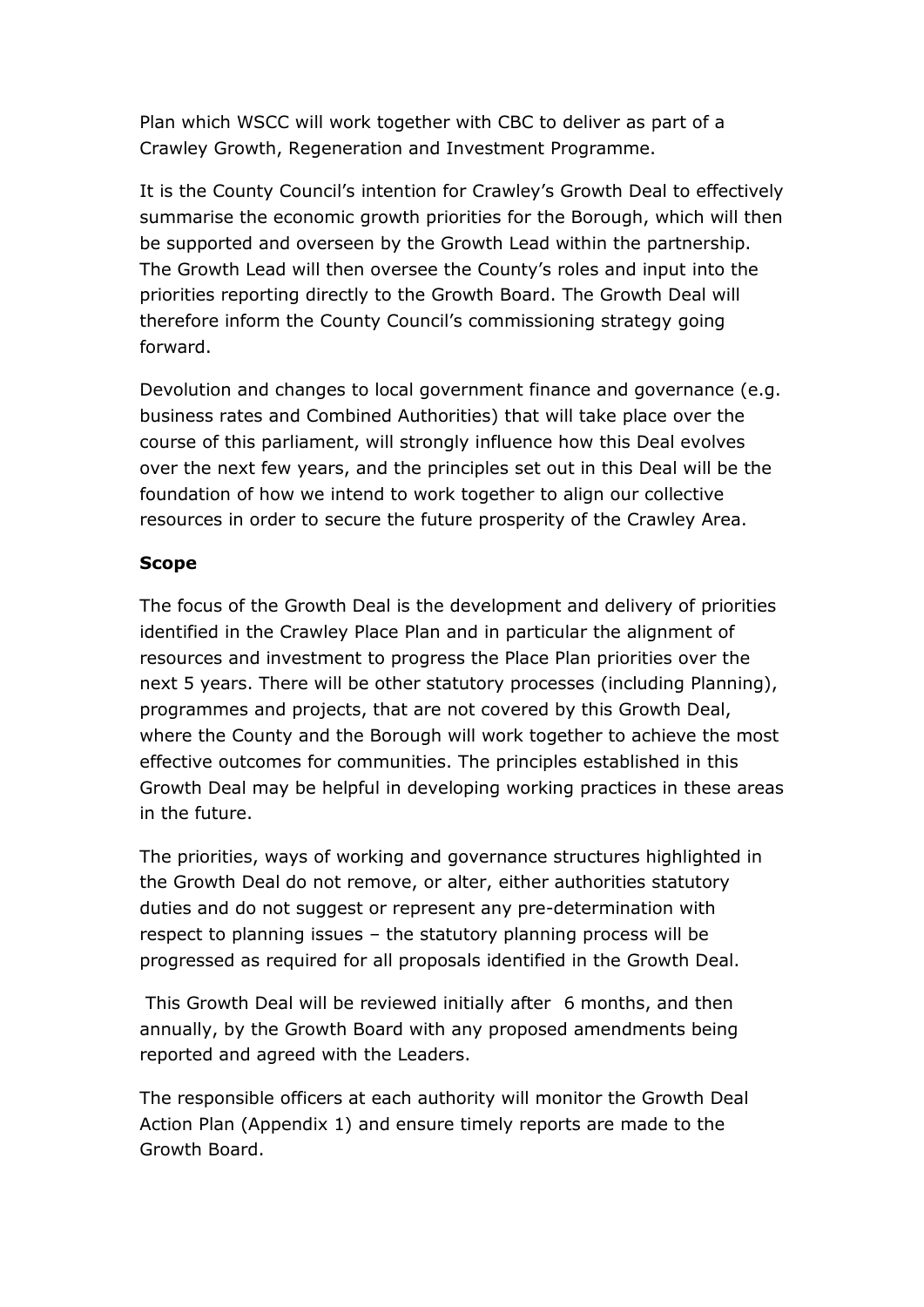Plan which WSCC will work together with CBC to deliver as part of a Crawley Growth, Regeneration and Investment Programme.

It is the County Council's intention for Crawley's Growth Deal to effectively summarise the economic growth priorities for the Borough, which will then be supported and overseen by the Growth Lead within the partnership. The Growth Lead will then oversee the County's roles and input into the priorities reporting directly to the Growth Board. The Growth Deal will therefore inform the County Council's commissioning strategy going forward.

Devolution and changes to local government finance and governance (e.g. business rates and Combined Authorities) that will take place over the course of this parliament, will strongly influence how this Deal evolves over the next few years, and the principles set out in this Deal will be the foundation of how we intend to work together to align our collective resources in order to secure the future prosperity of the Crawley Area.

**Scope**

The focus of the Growth Deal is the development and delivery of priorities identified in the Crawley Place Plan and in particular the alignment of resources and investment to progress the Place Plan priorities over the next 5 years. There will be other statutory processes (including Planning), programmes and projects, that are not covered by this Growth Deal, where the County and the Borough will work together to achieve the most effective outcomes for communities. The principles established in this Growth Deal may be helpful in developing working practices in these areas in the future.

The priorities, ways of working and governance structures highlighted in the Growth Deal do not remove, or alter, either authorities statutory duties and do not suggest or represent any pre-determination with respect to planning issues – the statutory planning process will be progressed as required for all proposals identified in the Growth Deal.

This Growth Deal will be reviewed initially after 6 months, and then annually, by the Growth Board with any proposed amendments being reported and agreed with the Leaders.

The responsible officers at each authority will monitor the Growth Deal Action Plan (Appendix 1) and ensure timely reports are made to the Growth Board.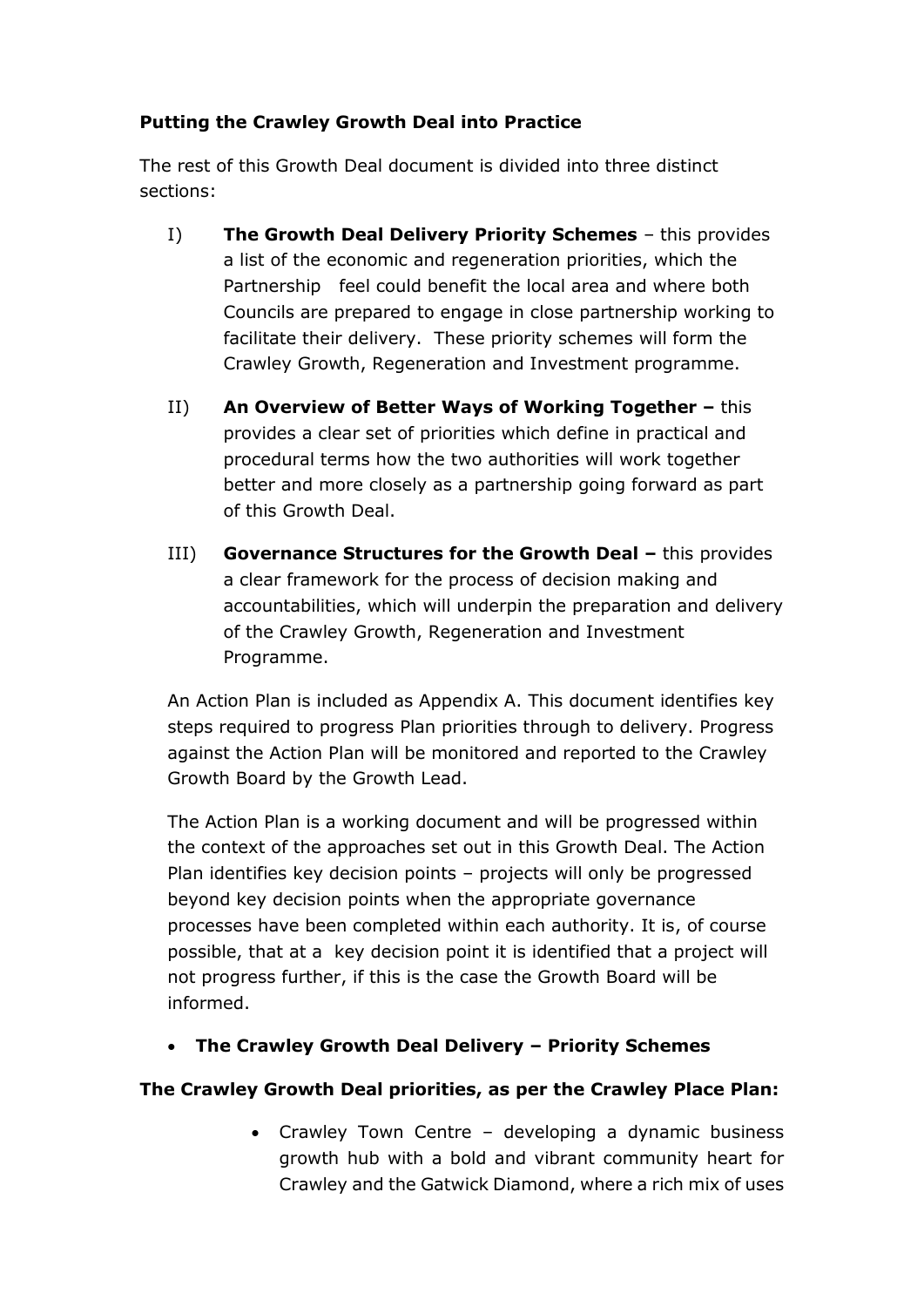**Putting the Crawley Growth Deal into Practice**

The rest of this Growth Deal document is divided into three distinct sections:

I) **The Growth Deal Delivery Priority Schemes** – this provides a list of the economic and regeneration priorities, which the Partnership feel could benefit the local area and where both Councils are prepared to engage in close partnership working to facilitate their delivery. These priority schemes will form the Crawley Growth, Regeneration and Investment programme.

II) **An Overview of Better Ways of Working Together –** this provides a clear set of priorities which define in practical and procedural terms how the two authorities will work together better and more closely as a partnership going forward as part of this Growth Deal.

III) **Governance Structures for the Growth Deal –** this provides a clear framework for the process of decision making and accountabilities, which will underpin the preparation and delivery of the Crawley Growth, Regeneration and Investment Programme.

An Action Plan is included as Appendix A. This document identifies key steps required to progress Plan priorities through to delivery. Progress against the Action Plan will be monitored and reported to the Crawley Growth Board by the Growth Lead.

The Action Plan is a working document and will be progressed within the context of the approaches set out in this Growth Deal. The Action Plan identifies key decision points – projects will only be progressed beyond key decision points when the appropriate governance processes have been completed within each authority. It is, of course possible, that at a key decision point it is identified that a project will not progress further, if this is the case the Growth Board will be informed.

- **The Crawley Growth Deal Delivery – Priority Schemes**

**The Crawley Growth Deal priorities, as per the Crawley Place Plan:**

- Crawley Town Centre – developing a dynamic business growth hub with a bold and vibrant community heart for Crawley and the Gatwick Diamond, where a rich mix of uses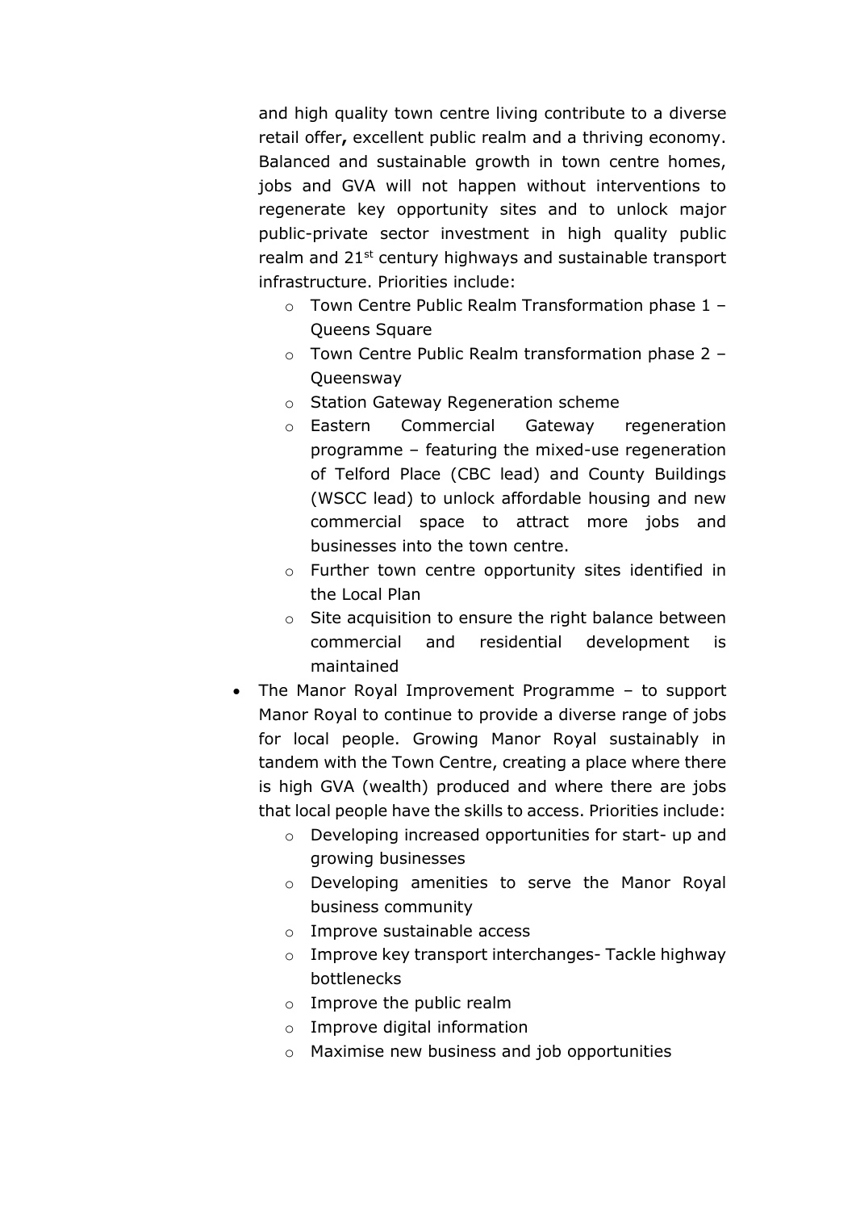and high quality town centre living contribute to a diverse retail offer**,** excellent public realm and a thriving economy. Balanced and sustainable growth in town centre homes, jobs and GVA will not happen without interventions to regenerate key opportunity sites and to unlock major public-private sector investment in high quality public realm and 21st century highways and sustainable transport infrastructure. Priorities include:

  - Town Centre Public Realm Transformation phase 1 – Queens Square
  - Town Centre Public Realm transformation phase 2 – Queensway
  - Station Gateway Regeneration scheme
  - Eastern Commercial Gateway regeneration programme – featuring the mixed-use regeneration of Telford Place (CBC lead) and County Buildings (WSCC lead) to unlock affordable housing and new commercial space to attract more jobs and businesses into the town centre.
  - Further town centre opportunity sites identified in the Local Plan
  - Site acquisition to ensure the right balance between commercial and residential development is maintained

- The Manor Royal Improvement Programme – to support Manor Royal to continue to provide a diverse range of jobs for local people. Growing Manor Royal sustainably in tandem with the Town Centre, creating a place where there is high GVA (wealth) produced and where there are jobs that local people have the skills to access. Priorities include:
  - Developing increased opportunities for start- up and growing businesses
  - Developing amenities to serve the Manor Royal business community
  - Improve sustainable access
  - Improve key transport interchanges- Tackle highway bottlenecks
  - Improve the public realm
  - Improve digital information
  - Maximise new business and job opportunities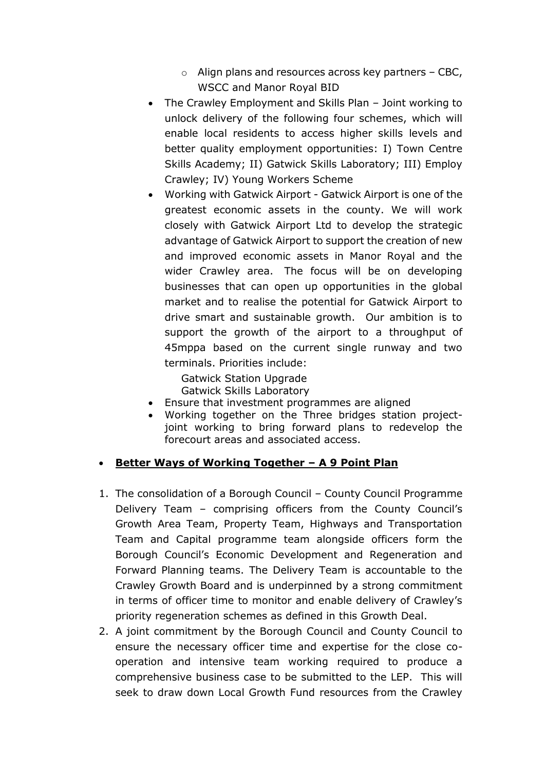- Align plans and resources across key partners – CBC, WSCC and Manor Royal BID
- The Crawley Employment and Skills Plan – Joint working to unlock delivery of the following four schemes, which will enable local residents to access higher skills levels and better quality employment opportunities: I) Town Centre Skills Academy; II) Gatwick Skills Laboratory; III) Employ Crawley; IV) Young Workers Scheme
- Working with Gatwick Airport - Gatwick Airport is one of the greatest economic assets in the county. We will work closely with Gatwick Airport Ltd to develop the strategic advantage of Gatwick Airport to support the creation of new and improved economic assets in Manor Royal and the wider Crawley area. The focus will be on developing businesses that can open up opportunities in the global market and to realise the potential for Gatwick Airport to drive smart and sustainable growth. Our ambition is to support the growth of the airport to a throughput of 45mppa based on the current single runway and two terminals. Priorities include:

  Gatwick Station Upgrade
  Gatwick Skills Laboratory
- Ensure that investment programmes are aligned
- Working together on the Three bridges station project- joint working to bring forward plans to redevelop the forecourt areas and associated access.

- **Better Ways of Working Together – A 9 Point Plan**

1. The consolidation of a Borough Council – County Council Programme Delivery Team – comprising officers from the County Council's Growth Area Team, Property Team, Highways and Transportation Team and Capital programme team alongside officers form the Borough Council's Economic Development and Regeneration and Forward Planning teams. The Delivery Team is accountable to the Crawley Growth Board and is underpinned by a strong commitment in terms of officer time to monitor and enable delivery of Crawley's priority regeneration schemes as defined in this Growth Deal.
2. A joint commitment by the Borough Council and County Council to ensure the necessary officer time and expertise for the close co-operation and intensive team working required to produce a comprehensive business case to be submitted to the LEP. This will seek to draw down Local Growth Fund resources from the Crawley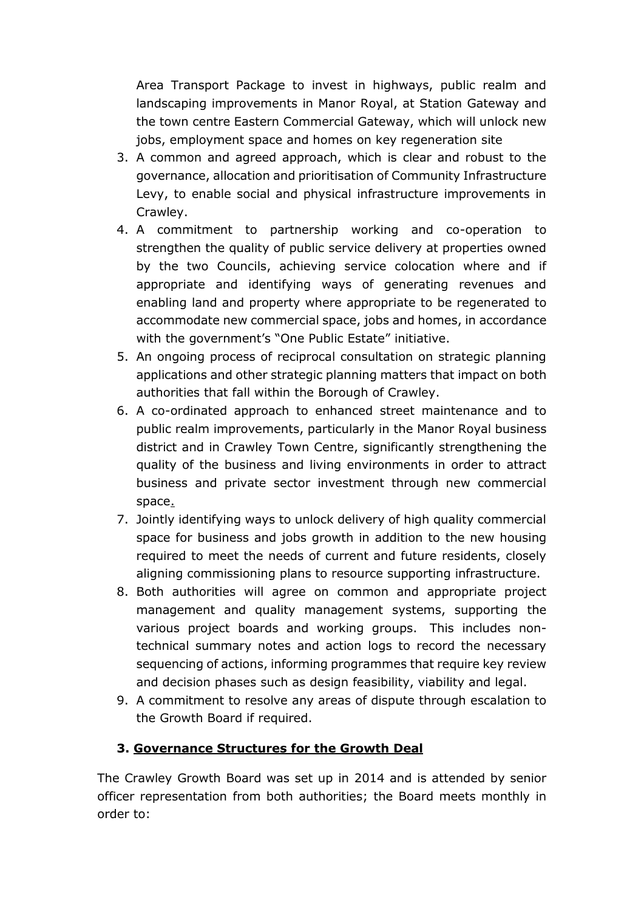Area Transport Package to invest in highways, public realm and landscaping improvements in Manor Royal, at Station Gateway and the town centre Eastern Commercial Gateway, which will unlock new jobs, employment space and homes on key regeneration site

3. A common and agreed approach, which is clear and robust to the governance, allocation and prioritisation of Community Infrastructure Levy, to enable social and physical infrastructure improvements in Crawley.
4. A commitment to partnership working and co-operation to strengthen the quality of public service delivery at properties owned by the two Councils, achieving service colocation where and if appropriate and identifying ways of generating revenues and enabling land and property where appropriate to be regenerated to accommodate new commercial space, jobs and homes, in accordance with the government's "One Public Estate" initiative.
5. An ongoing process of reciprocal consultation on strategic planning applications and other strategic planning matters that impact on both authorities that fall within the Borough of Crawley.
6. A co-ordinated approach to enhanced street maintenance and to public realm improvements, particularly in the Manor Royal business district and in Crawley Town Centre, significantly strengthening the quality of the business and living environments in order to attract business and private sector investment through new commercial space.
7. Jointly identifying ways to unlock delivery of high quality commercial space for business and jobs growth in addition to the new housing required to meet the needs of current and future residents, closely aligning commissioning plans to resource supporting infrastructure.
8. Both authorities will agree on common and appropriate project management and quality management systems, supporting the various project boards and working groups. This includes non-technical summary notes and action logs to record the necessary sequencing of actions, informing programmes that require key review and decision phases such as design feasibility, viability and legal.
9. A commitment to resolve any areas of dispute through escalation to the Growth Board if required.

## 3. Governance Structures for the Growth Deal

The Crawley Growth Board was set up in 2014 and is attended by senior officer representation from both authorities; the Board meets monthly in order to: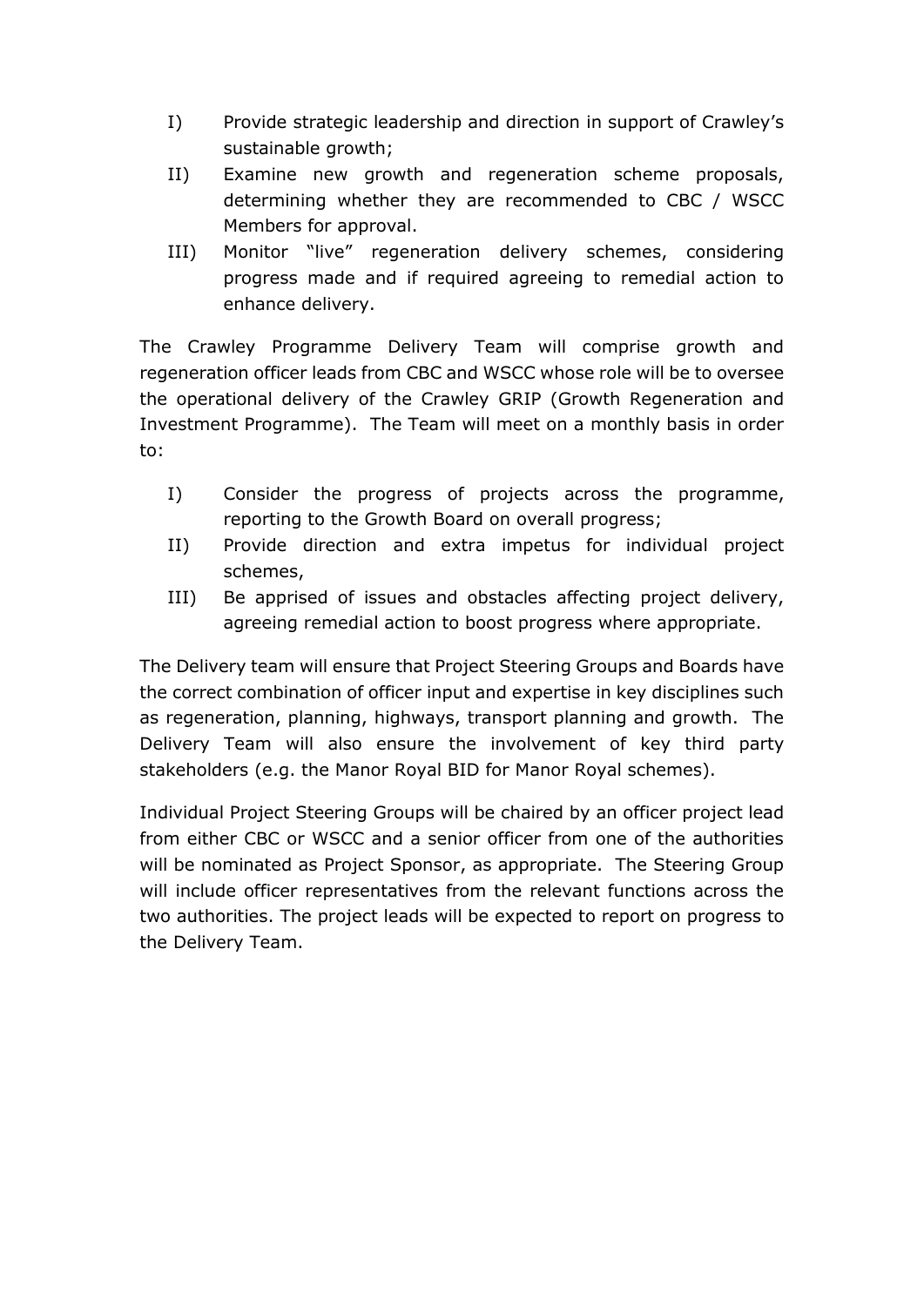I) Provide strategic leadership and direction in support of Crawley's sustainable growth;

II) Examine new growth and regeneration scheme proposals, determining whether they are recommended to CBC / WSCC Members for approval.

III) Monitor "live" regeneration delivery schemes, considering progress made and if required agreeing to remedial action to enhance delivery.

The Crawley Programme Delivery Team will comprise growth and regeneration officer leads from CBC and WSCC whose role will be to oversee the operational delivery of the Crawley GRIP (Growth Regeneration and Investment Programme). The Team will meet on a monthly basis in order to:

I) Consider the progress of projects across the programme, reporting to the Growth Board on overall progress;

II) Provide direction and extra impetus for individual project schemes,

III) Be apprised of issues and obstacles affecting project delivery, agreeing remedial action to boost progress where appropriate.

The Delivery team will ensure that Project Steering Groups and Boards have the correct combination of officer input and expertise in key disciplines such as regeneration, planning, highways, transport planning and growth. The Delivery Team will also ensure the involvement of key third party stakeholders (e.g. the Manor Royal BID for Manor Royal schemes).

Individual Project Steering Groups will be chaired by an officer project lead from either CBC or WSCC and a senior officer from one of the authorities will be nominated as Project Sponsor, as appropriate. The Steering Group will include officer representatives from the relevant functions across the two authorities. The project leads will be expected to report on progress to the Delivery Team.